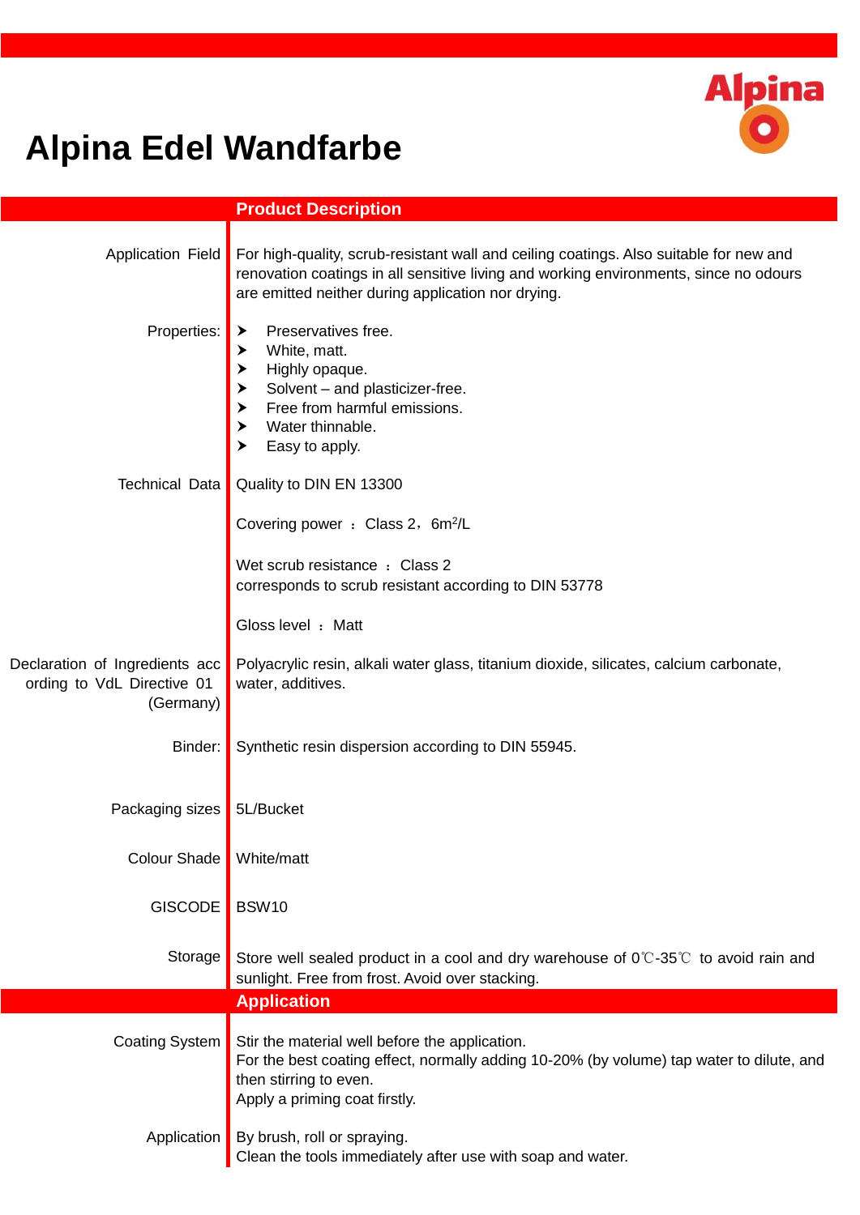# Alpina Edel Wandfarbe

## Product Description

| | |
|---|---|
| Application Field | For high-quality, scrub-resistant wall and ceiling coatings. Also suitable for new and renovation coatings in all sensitive living and working environments, since no odours are emitted neither during application nor drying. |
| Properties: | ➤ Preservatives free.<br>➤ White, matt.<br>➤ Highly opaque.<br>➤ Solvent – and plasticizer-free.<br>➤ Free from harmful emissions.<br>➤ Water thinnable.<br>➤ Easy to apply. |
| Technical Data | Quality to DIN EN 13300<br><br>Covering power ： Class 2，6m$^2$/L<br><br>Wet scrub resistance ： Class 2<br>corresponds to scrub resistant according to DIN 53778<br><br>Gloss level ： Matt |
| Declaration of Ingredients according to VdL Directive 01 (Germany) | Polyacrylic resin, alkali water glass, titanium dioxide, silicates, calcium carbonate, water, additives. |
| Binder: | Synthetic resin dispersion according to DIN 55945. |
| Packaging sizes | 5L/Bucket |
| Colour Shade | White/matt |
| GISCODE | BSW10 |
| Storage | Store well sealed product in a cool and dry warehouse of 0℃-35℃ to avoid rain and sunlight. Free from frost. Avoid over stacking. |

## Application

| | |
|---|---|
| Coating System | Stir the material well before the application.<br>For the best coating effect, normally adding 10-20% (by volume) tap water to dilute, and then stirring to even.<br>Apply a priming coat firstly. |
| Application | By brush, roll or spraying.<br>Clean the tools immediately after use with soap and water. |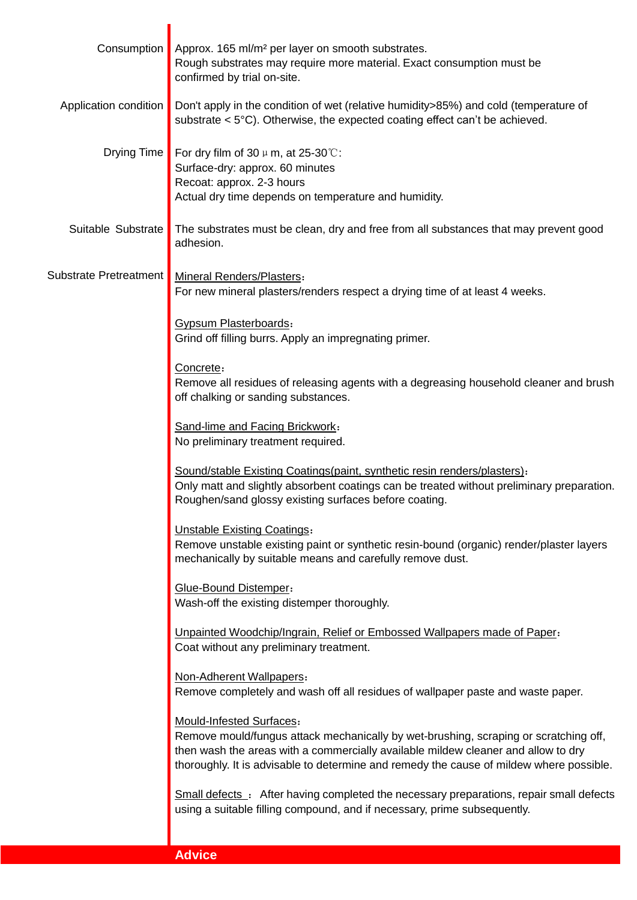**Consumption**

Approx. 165 ml/m² per layer on smooth substrates.
Rough substrates may require more material. Exact consumption must be confirmed by trial on-site.

**Application condition**

Don't apply in the condition of wet (relative humidity>85%) and cold (temperature of substrate < 5°C). Otherwise, the expected coating effect can't be achieved.

**Drying Time**

For dry film of 30 μm, at 25-30℃:
Surface-dry: approx. 60 minutes
Recoat: approx. 2-3 hours
Actual dry time depends on temperature and humidity.

**Suitable Substrate**

The substrates must be clean, dry and free from all substances that may prevent good adhesion.

**Substrate Pretreatment**

Mineral Renders/Plasters：
For new mineral plasters/renders respect a drying time of at least 4 weeks.

Gypsum Plasterboards：
Grind off filling burrs. Apply an impregnating primer.

Concrete：
Remove all residues of releasing agents with a degreasing household cleaner and brush off chalking or sanding substances.

Sand-lime and Facing Brickwork：
No preliminary treatment required.

Sound/stable Existing Coatings(paint, synthetic resin renders/plasters)：
Only matt and slightly absorbent coatings can be treated without preliminary preparation. Roughen/sand glossy existing surfaces before coating.

Unstable Existing Coatings：
Remove unstable existing paint or synthetic resin-bound (organic) render/plaster layers mechanically by suitable means and carefully remove dust.

Glue-Bound Distemper：
Wash-off the existing distemper thoroughly.

Unpainted Woodchip/Ingrain, Relief or Embossed Wallpapers made of Paper：
Coat without any preliminary treatment.

Non-Adherent Wallpapers：
Remove completely and wash off all residues of wallpaper paste and waste paper.

Mould-Infested Surfaces：
Remove mould/fungus attack mechanically by wet-brushing, scraping or scratching off, then wash the areas with a commercially available mildew cleaner and allow to dry thoroughly. It is advisable to determine and remedy the cause of mildew where possible.

Small defects ： After having completed the necessary preparations, repair small defects using a suitable filling compound, and if necessary, prime subsequently.

## Advice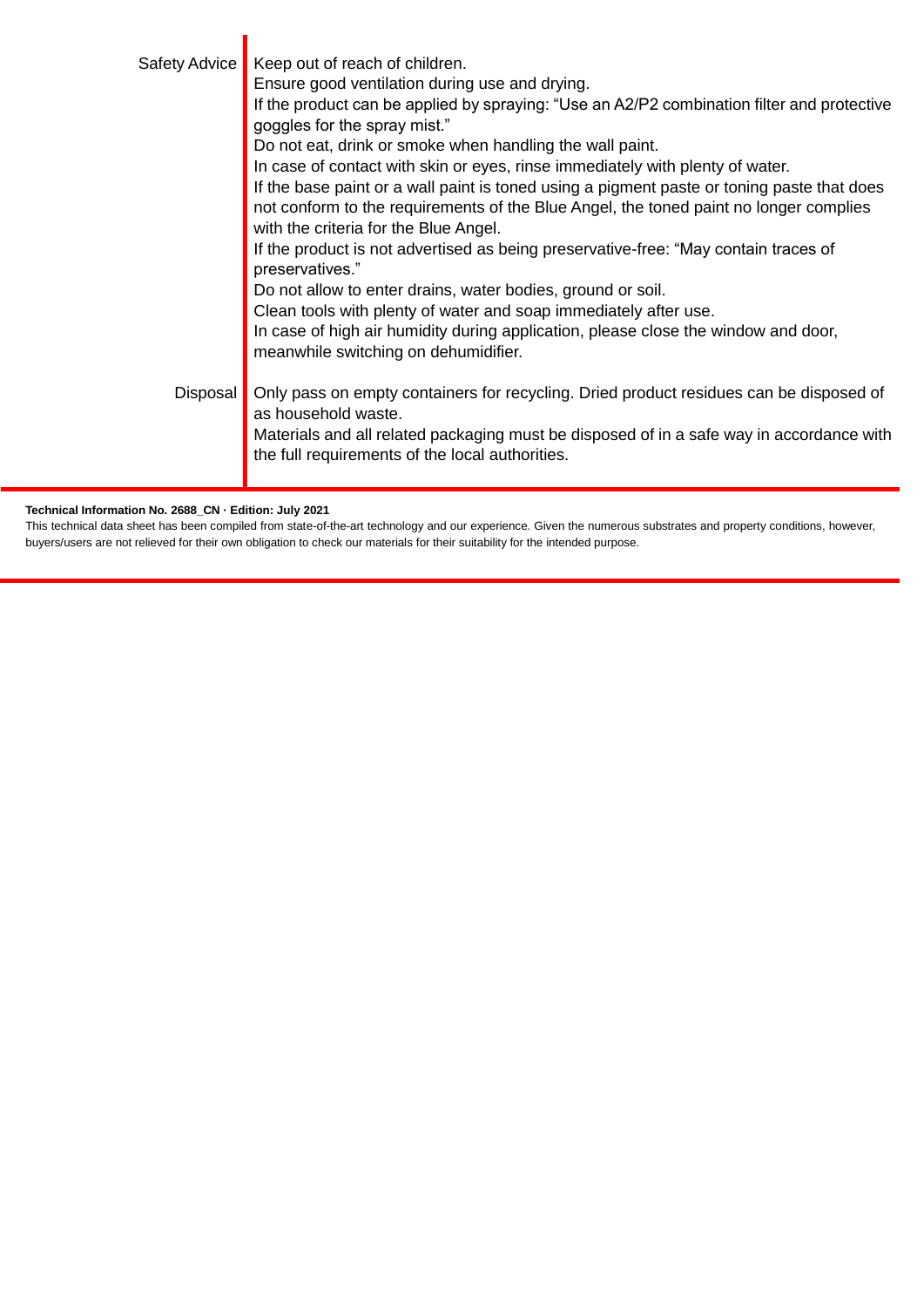| | |
|---|---|
| Safety Advice | Keep out of reach of children.<br>Ensure good ventilation during use and drying.<br>If the product can be applied by spraying: "Use an A2/P2 combination filter and protective goggles for the spray mist."<br>Do not eat, drink or smoke when handling the wall paint.<br>In case of contact with skin or eyes, rinse immediately with plenty of water.<br>If the base paint or a wall paint is toned using a pigment paste or toning paste that does not conform to the requirements of the Blue Angel, the toned paint no longer complies with the criteria for the Blue Angel.<br>If the product is not advertised as being preservative-free: "May contain traces of preservatives."<br>Do not allow to enter drains, water bodies, ground or soil.<br>Clean tools with plenty of water and soap immediately after use.<br>In case of high air humidity during application, please close the window and door, meanwhile switching on dehumidifier. |
| Disposal | Only pass on empty containers for recycling. Dried product residues can be disposed of as household waste.<br>Materials and all related packaging must be disposed of in a safe way in accordance with the full requirements of the local authorities. |

**Technical Information No. 2688_CN · Edition: July 2021**

This technical data sheet has been compiled from state-of-the-art technology and our experience. Given the numerous substrates and property conditions, however, buyers/users are not relieved for their own obligation to check our materials for their suitability for the intended purpose.